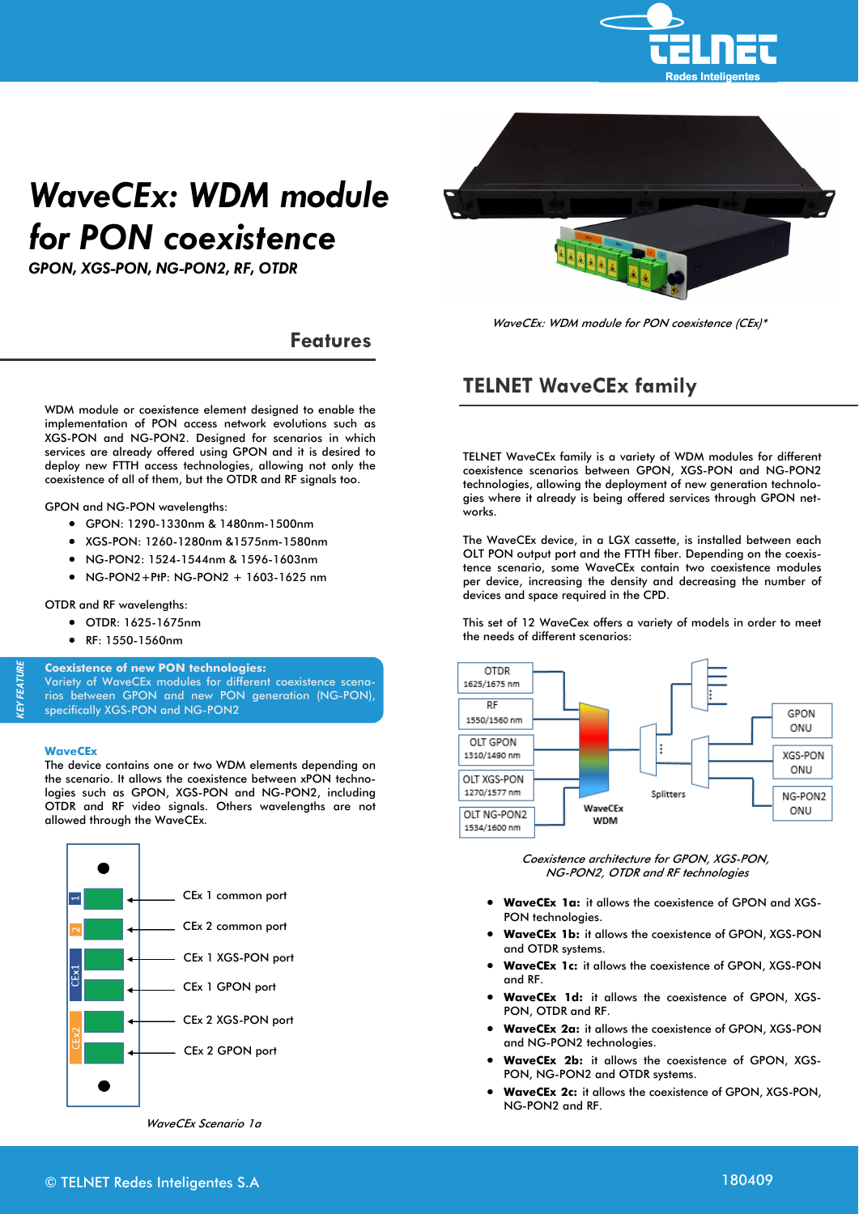# WaveCEx: WDM module for PON coexistence

*GPON, XGS-PON, NG-PON2, RF, OTDR*

*WaveCEx: WDM module for PON coexistence (CEx)\**

## Features

WDM module or coexistence element designed to enable the implementation of PON access network evolutions such as XGS-PON and NG-PON2. Designed for scenarios in which services are already offered using GPON and it is desired to deploy new FTTH access technologies, allowing not only the coexistence of all of them, but the OTDR and RF signals too.

GPON and NG-PON wavelengths:

- GPON: 1290-1330nm & 1480nm-1500nm
- XGS-PON: 1260-1280nm &1575nm-1580nm
- NG-PON2: 1524-1544nm & 1596-1603nm
- NG-PON2+PtP: NG-PON2 + 1603-1625 nm

OTDR and RF wavelengths:

- OTDR: 1625-1675nm
- RF: 1550-1560nm

KEY FEATURE

**Coexistence of new PON technologies:**
Variety of WaveCEx modules for different coexistence scenarios between GPON and new PON generation (NG-PON), specifically XGS-PON and NG-PON2

**WaveCEx**

The device contains one or two WDM elements depending on the scenario. It allows the coexistence between xPON technologies such as GPON, XGS-PON and NG-PON2, including OTDR and RF video signals. Others wavelengths are not allowed through the WaveCEx.

- CEx 1 common port
- CEx 2 common port
- CEx 1 XGS-PON port
- CEx 1 GPON port
- CEx 2 XGS-PON port
- CEx 2 GPON port

*WaveCEx Scenario 1a*

## TELNET WaveCEx family

TELNET WaveCEx family is a variety of WDM modules for different coexistence scenarios between GPON, XGS-PON and NG-PON2 technologies, allowing the deployment of new generation technologies where it already is being offered services through GPON networks.

The WaveCEx device, in a LGX cassette, is installed between each OLT PON output port and the FTTH fiber. Depending on the coexistence scenario, some WaveCEx contain two coexistence modules per device, increasing the density and decreasing the number of devices and space required in the CPD.

This set of 12 WaveCex offers a variety of models in order to meet the needs of different scenarios:

OTDR 1625/1675 nm · RF 1550/1560 nm · OLT GPON 1310/1490 nm · OLT XGS-PON 1270/1577 nm · OLT NG-PON2 1534/1600 nm · WaveCEx WDM · Splitters · GPON ONU · XGS-PON ONU · NG-PON2 ONU

*Coexistence architecture for GPON, XGS-PON, NG-PON2, OTDR and RF technologies*

- **WaveCEx 1a:** it allows the coexistence of GPON and XGS-PON technologies.
- **WaveCEx 1b:** it allows the coexistence of GPON, XGS-PON and OTDR systems.
- **WaveCEx 1c:** it allows the coexistence of GPON, XGS-PON and RF.
- **WaveCEx 1d:** it allows the coexistence of GPON, XGS-PON, OTDR and RF.
- **WaveCEx 2a:** it allows the coexistence of GPON, XGS-PON and NG-PON2 technologies.
- **WaveCEx 2b:** it allows the coexistence of GPON, XGS-PON, NG-PON2 and OTDR systems.
- **WaveCEx 2c:** it allows the coexistence of GPON, XGS-PON, NG-PON2 and RF.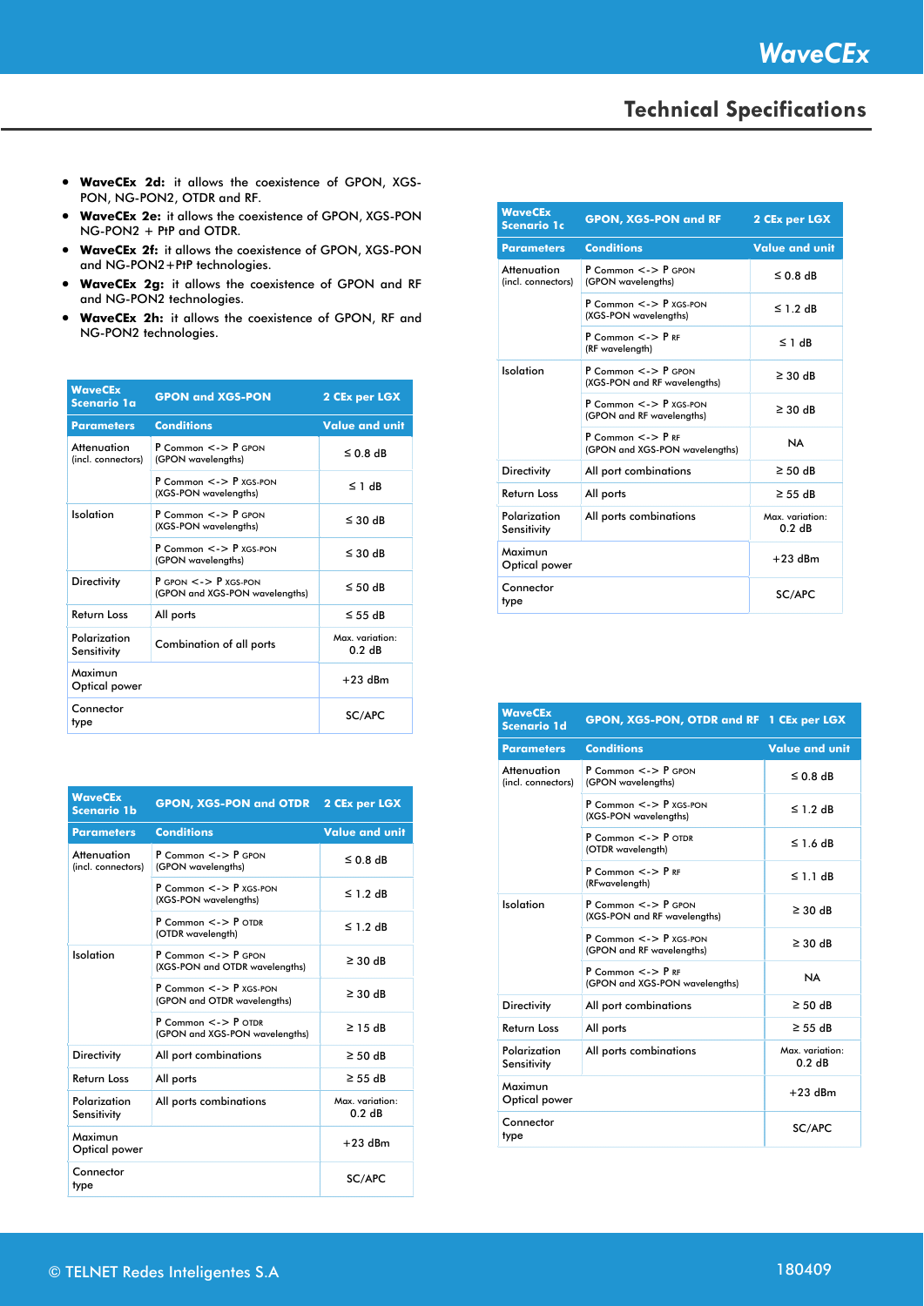## Technical Specifications

- **WaveCEx 2d:** it allows the coexistence of GPON, XGS-PON, NG-PON2, OTDR and RF.
- **WaveCEx 2e:** it allows the coexistence of GPON, XGS-PON NG-PON2 + PtP and OTDR.
- **WaveCEx 2f:** it allows the coexistence of GPON, XGS-PON and NG-PON2+PtP technologies.
- **WaveCEx 2g:** it allows the coexistence of GPON and RF and NG-PON2 technologies.
- **WaveCEx 2h:** it allows the coexistence of GPON, RF and NG-PON2 technologies.

| WaveCEx Scenario 1a | GPON and XGS-PON | 2 CEx per LGX |
|---|---|---|
| **Parameters** | **Conditions** | **Value and unit** |
| Attenuation (incl. connectors) | P Common <-> P GPON (GPON wavelengths) | ≤ 0.8 dB |
| | P Common <-> P XGS-PON (XGS-PON wavelengths) | ≤ 1 dB |
| Isolation | P Common <-> P GPON (XGS-PON wavelengths) | ≤ 30 dB |
| | P Common <-> P XGS-PON (GPON wavelengths) | ≤ 30 dB |
| Directivity | P GPON <-> P XGS-PON (GPON and XGS-PON wavelengths) | ≤ 50 dB |
| Return Loss | All ports | ≤ 55 dB |
| Polarization Sensitivity | Combination of all ports | Max. variation: 0.2 dB |
| Maximun Optical power | | +23 dBm |
| Connector type | | SC/APC |

| WaveCEx Scenario 1b | GPON, XGS-PON and OTDR | 2 CEx per LGX |
|---|---|---|
| **Parameters** | **Conditions** | **Value and unit** |
| Attenuation (incl. connectors) | P Common <-> P GPON (GPON wavelengths) | ≤ 0.8 dB |
| | P Common <-> P XGS-PON (XGS-PON wavelengths) | ≤ 1.2 dB |
| | P Common <-> P OTDR (OTDR wavelength) | ≤ 1.2 dB |
| Isolation | P Common <-> P GPON (XGS-PON and OTDR wavelengths) | ≥ 30 dB |
| | P Common <-> P XGS-PON (GPON and OTDR wavelengths) | ≥ 30 dB |
| | P Common <-> P OTDR (GPON and XGS-PON wavelengths) | ≥ 15 dB |
| Directivity | All port combinations | ≥ 50 dB |
| Return Loss | All ports | ≥ 55 dB |
| Polarization Sensitivity | All ports combinations | Max. variation: 0.2 dB |
| Maximun Optical power | | +23 dBm |
| Connector type | | SC/APC |

| WaveCEx Scenario 1c | GPON, XGS-PON and RF | 2 CEx per LGX |
|---|---|---|
| **Parameters** | **Conditions** | **Value and unit** |
| Attenuation (incl. connectors) | P Common <-> P GPON (GPON wavelengths) | ≤ 0.8 dB |
| | P Common <-> P XGS-PON (XGS-PON wavelengths) | ≤ 1.2 dB |
| | P Common <-> P RF (RF wavelength) | ≤ 1 dB |
| Isolation | P Common <-> P GPON (XGS-PON and RF wavelengths) | ≥ 30 dB |
| | P Common <-> P XGS-PON (GPON and RF wavelengths) | ≥ 30 dB |
| | P Common <-> P RF (GPON and XGS-PON wavelengths) | NA |
| Directivity | All port combinations | ≥ 50 dB |
| Return Loss | All ports | ≥ 55 dB |
| Polarization Sensitivity | All ports combinations | Max. variation: 0.2 dB |
| Maximun Optical power | | +23 dBm |
| Connector type | | SC/APC |

| WaveCEx Scenario 1d | GPON, XGS-PON, OTDR and RF | 1 CEx per LGX |
|---|---|---|
| **Parameters** | **Conditions** | **Value and unit** |
| Attenuation (incl. connectors) | P Common <-> P GPON (GPON wavelengths) | ≤ 0.8 dB |
| | P Common <-> P XGS-PON (XGS-PON wavelengths) | ≤ 1.2 dB |
| | P Common <-> P OTDR (OTDR wavelength) | ≤ 1.6 dB |
| | P Common <-> P RF (RFwavelength) | ≤ 1.1 dB |
| Isolation | P Common <-> P GPON (XGS-PON and RF wavelengths) | ≥ 30 dB |
| | P Common <-> P XGS-PON (GPON and RF wavelengths) | ≥ 30 dB |
| | P Common <-> P RF (GPON and XGS-PON wavelengths) | NA |
| Directivity | All port combinations | ≥ 50 dB |
| Return Loss | All ports | ≥ 55 dB |
| Polarization Sensitivity | All ports combinations | Max. variation: 0.2 dB |
| Maximun Optical power | | +23 dBm |
| Connector type | | SC/APC |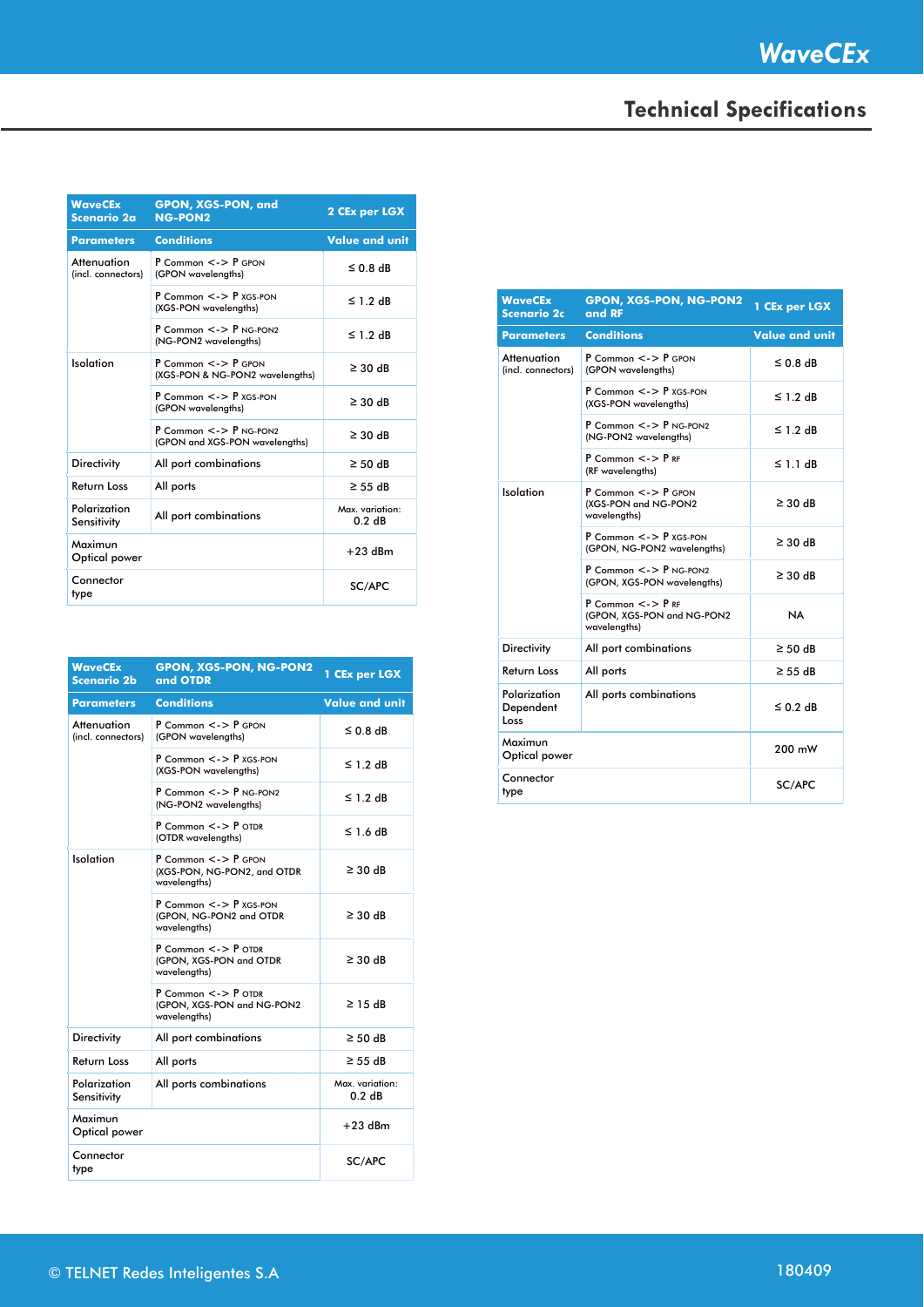## Technical Specifications

| WaveCEx Scenario 2a | GPON, XGS-PON, and NG-PON2 | 2 CEx per LGX |
|---|---|---|
| **Parameters** | **Conditions** | **Value and unit** |
| Attenuation (incl. connectors) | P Common <-> P GPON (GPON wavelengths) | ≤ 0.8 dB |
| | P Common <-> P XGS-PON (XGS-PON wavelengths) | ≤ 1.2 dB |
| | P Common <-> P NG-PON2 (NG-PON2 wavelengths) | ≤ 1.2 dB |
| Isolation | P Common <-> P GPON (XGS-PON & NG-PON2 wavelengths) | ≥ 30 dB |
| | P Common <-> P XGS-PON (GPON wavelengths) | ≥ 30 dB |
| | P Common <-> P NG-PON2 (GPON and XGS-PON wavelengths) | ≥ 30 dB |
| Directivity | All port combinations | ≥ 50 dB |
| Return Loss | All ports | ≥ 55 dB |
| Polarization Sensitivity | All port combinations | Max. variation: 0.2 dB |
| Maximun Optical power | | +23 dBm |
| Connector type | | SC/APC |

| WaveCEx Scenario 2b | GPON, XGS-PON, NG-PON2 and OTDR | 1 CEx per LGX |
|---|---|---|
| **Parameters** | **Conditions** | **Value and unit** |
| Attenuation (incl. connectors) | P Common <-> P GPON (GPON wavelengths) | ≤ 0.8 dB |
| | P Common <-> P XGS-PON (XGS-PON wavelengths) | ≤ 1.2 dB |
| | P Common <-> P NG-PON2 (NG-PON2 wavelengths) | ≤ 1.2 dB |
| | P Common <-> P OTDR (OTDR wavelengths) | ≤ 1.6 dB |
| Isolation | P Common <-> P GPON (XGS-PON, NG-PON2, and OTDR wavelengths) | ≥ 30 dB |
| | P Common <-> P XGS-PON (GPON, NG-PON2 and OTDR wavelengths) | ≥ 30 dB |
| | P Common <-> P OTDR (GPON, XGS-PON and OTDR wavelengths) | ≥ 30 dB |
| | P Common <-> P OTDR (GPON, XGS-PON and NG-PON2 wavelengths) | ≥ 15 dB |
| Directivity | All port combinations | ≥ 50 dB |
| Return Loss | All ports | ≥ 55 dB |
| Polarization Sensitivity | All ports combinations | Max. variation: 0.2 dB |
| Maximun Optical power | | +23 dBm |
| Connector type | | SC/APC |

| WaveCEx Scenario 2c | GPON, XGS-PON, NG-PON2 and RF | 1 CEx per LGX |
|---|---|---|
| **Parameters** | **Conditions** | **Value and unit** |
| Attenuation (incl. connectors) | P Common <-> P GPON (GPON wavelengths) | ≤ 0.8 dB |
| | P Common <-> P XGS-PON (XGS-PON wavelengths) | ≤ 1.2 dB |
| | P Common <-> P NG-PON2 (NG-PON2 wavelengths) | ≤ 1.2 dB |
| | P Common <-> P RF (RF wavelengths) | ≤ 1.1 dB |
| Isolation | P Common <-> P GPON (XGS-PON and NG-PON2 wavelengths) | ≥ 30 dB |
| | P Common <-> P XGS-PON (GPON, NG-PON2 wavelengths) | ≥ 30 dB |
| | P Common <-> P NG-PON2 (GPON, XGS-PON wavelengths) | ≥ 30 dB |
| | P Common <-> P RF (GPON, XGS-PON and NG-PON2 wavelengths) | NA |
| Directivity | All port combinations | ≥ 50 dB |
| Return Loss | All ports | ≥ 55 dB |
| Polarization Dependent Loss | All ports combinations | ≤ 0.2 dB |
| Maximun Optical power | | 200 mW |
| Connector type | | SC/APC |

© TELNET Redes Inteligentes S.A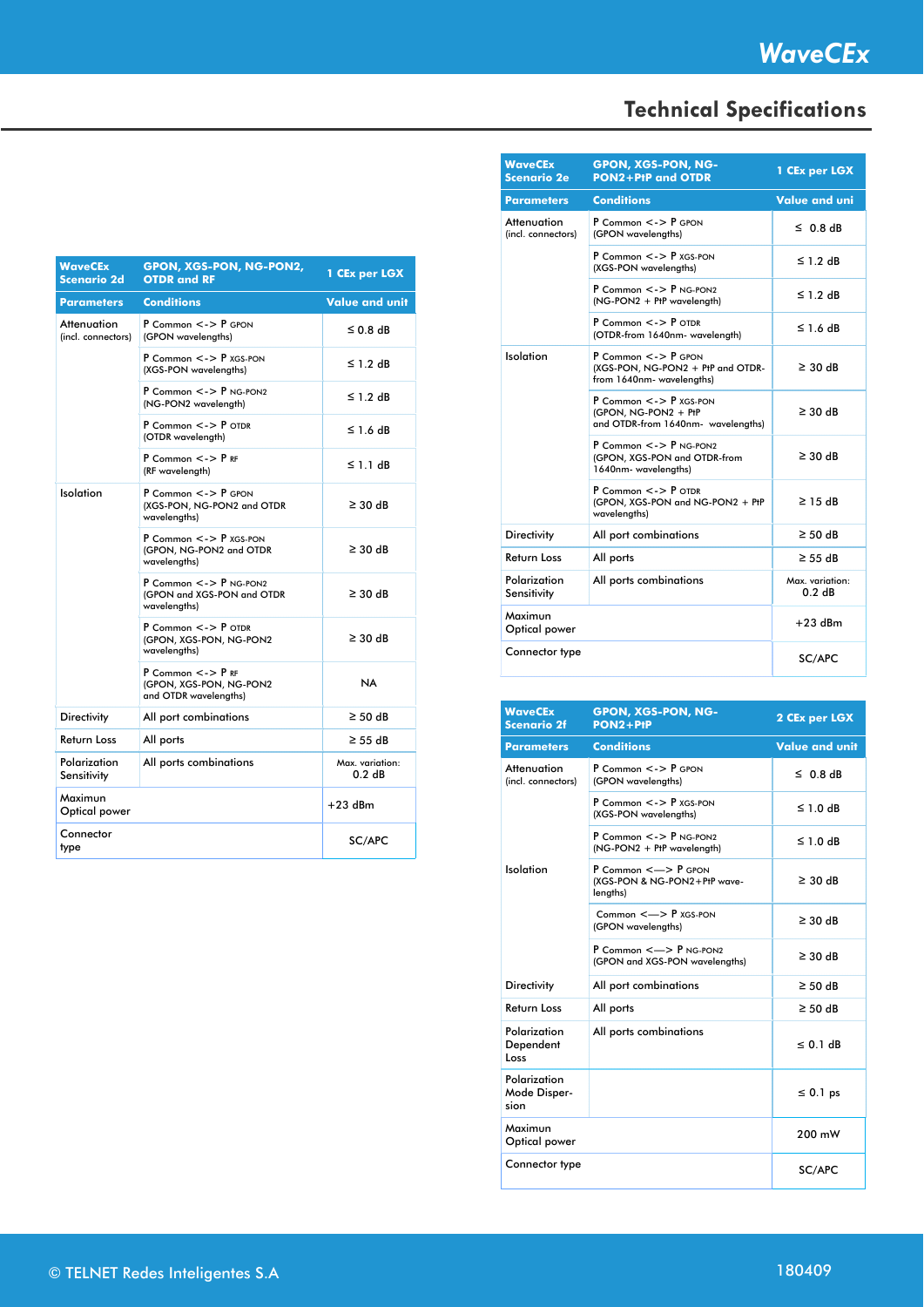## Technical Specifications

| WaveCEx Scenario 2d | GPON, XGS-PON, NG-PON2, OTDR and RF | 1 CEx per LGX |
|---|---|---|
| **Parameters** | **Conditions** | **Value and unit** |
| Attenuation (incl. connectors) | P Common <-> P GPON (GPON wavelengths) | ≤ 0.8 dB |
| | P Common <-> P XGS-PON (XGS-PON wavelengths) | ≤ 1.2 dB |
| | P Common <-> P NG-PON2 (NG-PON2 wavelength) | ≤ 1.2 dB |
| | P Common <-> P OTDR (OTDR wavelength) | ≤ 1.6 dB |
| | P Common <-> P RF (RF wavelength) | ≤ 1.1 dB |
| Isolation | P Common <-> P GPON (XGS-PON, NG-PON2 and OTDR wavelengths) | ≥ 30 dB |
| | P Common <-> P XGS-PON (GPON, NG-PON2 and OTDR wavelengths) | ≥ 30 dB |
| | P Common <-> P NG-PON2 (GPON and XGS-PON and OTDR wavelengths) | ≥ 30 dB |
| | P Common <-> P OTDR (GPON, XGS-PON, NG-PON2 wavelengths) | ≥ 30 dB |
| | P Common <-> P RF (GPON, XGS-PON, NG-PON2 and OTDR wavelengths) | NA |
| Directivity | All port combinations | ≥ 50 dB |
| Return Loss | All ports | ≥ 55 dB |
| Polarization Sensitivity | All ports combinations | Max. variation: 0.2 dB |
| Maximun Optical power | | +23 dBm |
| Connector type | | SC/APC |

| WaveCEx Scenario 2e | GPON, XGS-PON, NG-PON2+PtP and OTDR | 1 CEx per LGX |
|---|---|---|
| **Parameters** | **Conditions** | **Value and uni** |
| Attenuation (incl. connectors) | P Common <-> P GPON (GPON wavelengths) | ≤ 0.8 dB |
| | P Common <-> P XGS-PON (XGS-PON wavelengths) | ≤ 1.2 dB |
| | P Common <-> P NG-PON2 (NG-PON2 + PtP wavelength) | ≤ 1.2 dB |
| | P Common <-> P OTDR (OTDR-from 1640nm- wavelength) | ≤ 1.6 dB |
| Isolation | P Common <-> P GPON (XGS-PON, NG-PON2 + PtP and OTDR-from 1640nm- wavelengths) | ≥ 30 dB |
| | P Common <-> P XGS-PON (GPON, NG-PON2 + PtP and OTDR-from 1640nm- wavelengths) | ≥ 30 dB |
| | P Common <-> P NG-PON2 (GPON, XGS-PON and OTDR-from 1640nm- wavelengths) | ≥ 30 dB |
| | P Common <-> P OTDR (GPON, XGS-PON and NG-PON2 + PtP wavelengths) | ≥ 15 dB |
| Directivity | All port combinations | ≥ 50 dB |
| Return Loss | All ports | ≥ 55 dB |
| Polarization Sensitivity | All ports combinations | Max. variation: 0.2 dB |
| Maximun Optical power | | +23 dBm |
| Connector type | | SC/APC |

| WaveCEx Scenario 2f | GPON, XGS-PON, NG-PON2+PtP | 2 CEx per LGX |
|---|---|---|
| **Parameters** | **Conditions** | **Value and unit** |
| Attenuation (incl. connectors) | P Common <-> P GPON (GPON wavelengths) | ≤ 0.8 dB |
| | P Common <-> P XGS-PON (XGS-PON wavelengths) | ≤ 1.0 dB |
| | P Common <-> P NG-PON2 (NG-PON2 + PtP wavelength) | ≤ 1.0 dB |
| Isolation | P Common <—> P GPON (XGS-PON & NG-PON2+PtP wave-lengths) | ≥ 30 dB |
| | Common <—> P XGS-PON (GPON wavelengths) | ≥ 30 dB |
| | P Common <—> P NG-PON2 (GPON and XGS-PON wavelengths) | ≥ 30 dB |
| Directivity | All port combinations | ≥ 50 dB |
| Return Loss | All ports | ≥ 50 dB |
| Polarization Dependent Loss | All ports combinations | ≤ 0.1 dB |
| Polarization Mode Disper-sion | | ≤ 0.1 ps |
| Maximun Optical power | | 200 mW |
| Connector type | | SC/APC |

© TELNET Redes Inteligentes S.A

180409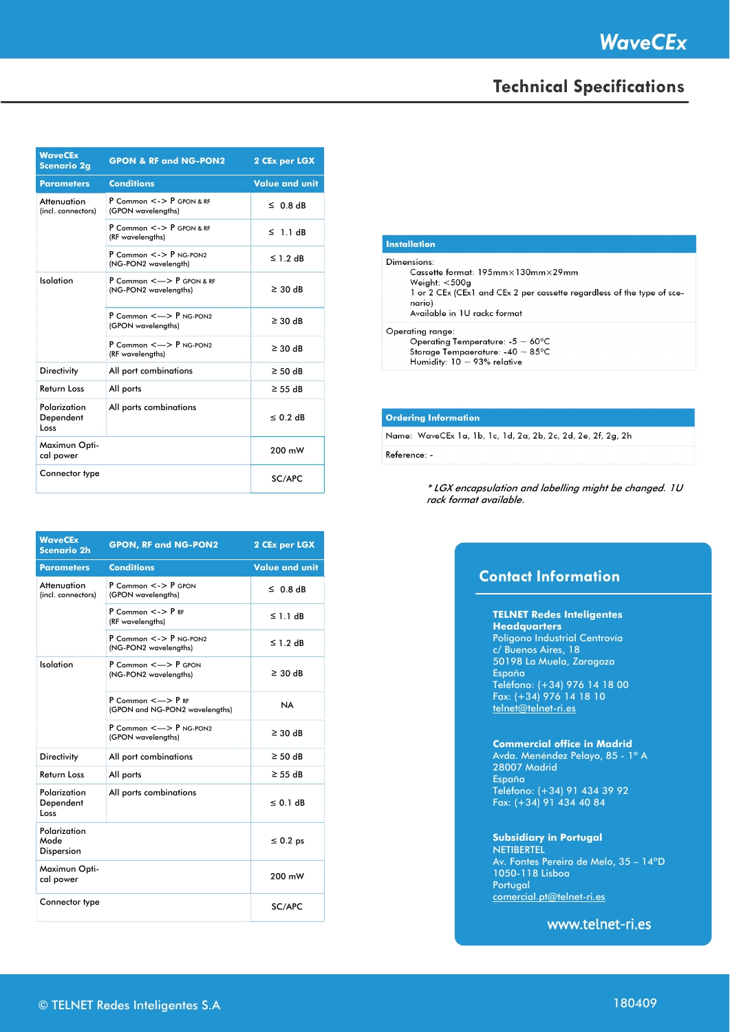## Technical Specifications

| WaveCEx Scenario 2g | GPON & RF and NG-PON2 | 2 CEx per LGX |
|---|---|---|
| **Parameters** | **Conditions** | **Value and unit** |
| Attenuation (incl. connectors) | P Common <-> P GPON & RF (GPON wavelengths) | ≤ 0.8 dB |
| | P Common <-> P GPON & RF (RF wavelengths) | ≤ 1.1 dB |
| | P Common <-> P NG-PON2 (NG-PON2 wavelength) | ≤ 1.2 dB |
| Isolation | P Common <—> P GPON & RF (NG-PON2 wavelengths) | ≥ 30 dB |
| | P Common <—> P NG-PON2 (GPON wavelengths) | ≥ 30 dB |
| | P Common <—> P NG-PON2 (RF wavelengths) | ≥ 30 dB |
| Directivity | All port combinations | ≥ 50 dB |
| Return Loss | All ports | ≥ 55 dB |
| Polarization Dependent Loss | All ports combinations | ≤ 0.2 dB |
| Maximun Optical power | | 200 mW |
| Connector type | | SC/APC |

| WaveCEx Scenario 2h | GPON, RF and NG-PON2 | 2 CEx per LGX |
|---|---|---|
| **Parameters** | **Conditions** | **Value and unit** |
| Attenuation (incl. connectors) | P Common <-> P GPON (GPON wavelengths) | ≤ 0.8 dB |
| | P Common <-> P RF (RF wavelengths) | ≤ 1.1 dB |
| | P Common <-> P NG-PON2 (NG-PON2 wavelengths) | ≤ 1.2 dB |
| Isolation | P Common <—> P GPON (NG-PON2 wavelengths) | ≥ 30 dB |
| | P Common <—> P RF (GPON and NG-PON2 wavelengths) | NA |
| | P Common <—> P NG-PON2 (GPON wavelengths) | ≥ 30 dB |
| Directivity | All port combinations | ≥ 50 dB |
| Return Loss | All ports | ≥ 55 dB |
| Polarization Dependent Loss | All ports combinations | ≤ 0.1 dB |
| Polarization Mode Dispersion | | ≤ 0.2 ps |
| Maximun Optical power | | 200 mW |
| Connector type | | SC/APC |

| Installation |
|---|
| Dimensions:<br>Cassette format: 195mm×130mm×29mm<br>Weight: <500g<br>1 or 2 CEx (CEx1 and CEx 2 per cassette regardless of the type of scenario)<br>Available in 1U rackc format |
| Operating range:<br>Operating Temperature: -5 ~ 60ºC<br>Storage Tempaerature: -40 ~ 85ºC<br>Humidity: 10 ~ 93% relative |

| Ordering Information |
|---|
| Name: WaveCEx 1a, 1b, 1c, 1d, 2a, 2b, 2c, 2d, 2e, 2f, 2g, 2h |
| Reference: - |

*\* LGX encapsulation and labelling might be changed. 1U rack format available.*

## Contact Information

**TELNET Redes Inteligentes Headquarters**
Polígono Industrial Centrovía
c/ Buenos Aires, 18
50198 La Muela, Zaragoza
España
Teléfono: (+34) 976 14 18 00
Fax: (+34) 976 14 18 10
telnet@telnet-ri.es

**Commercial office in Madrid**
Avda. Menéndez Pelayo, 85 - 1º A
28007 Madrid
España
Teléfono: (+34) 91 434 39 92
Fax: (+34) 91 434 40 84

**Subsidiary in Portugal**
NETIBERTEL
Av. Fontes Pereira de Melo, 35 – 14ºD
1050-118 Lisboa
Portugal
comercial.pt@telnet-ri.es

www.telnet-ri.es

© TELNET Redes Inteligentes S.A

180409